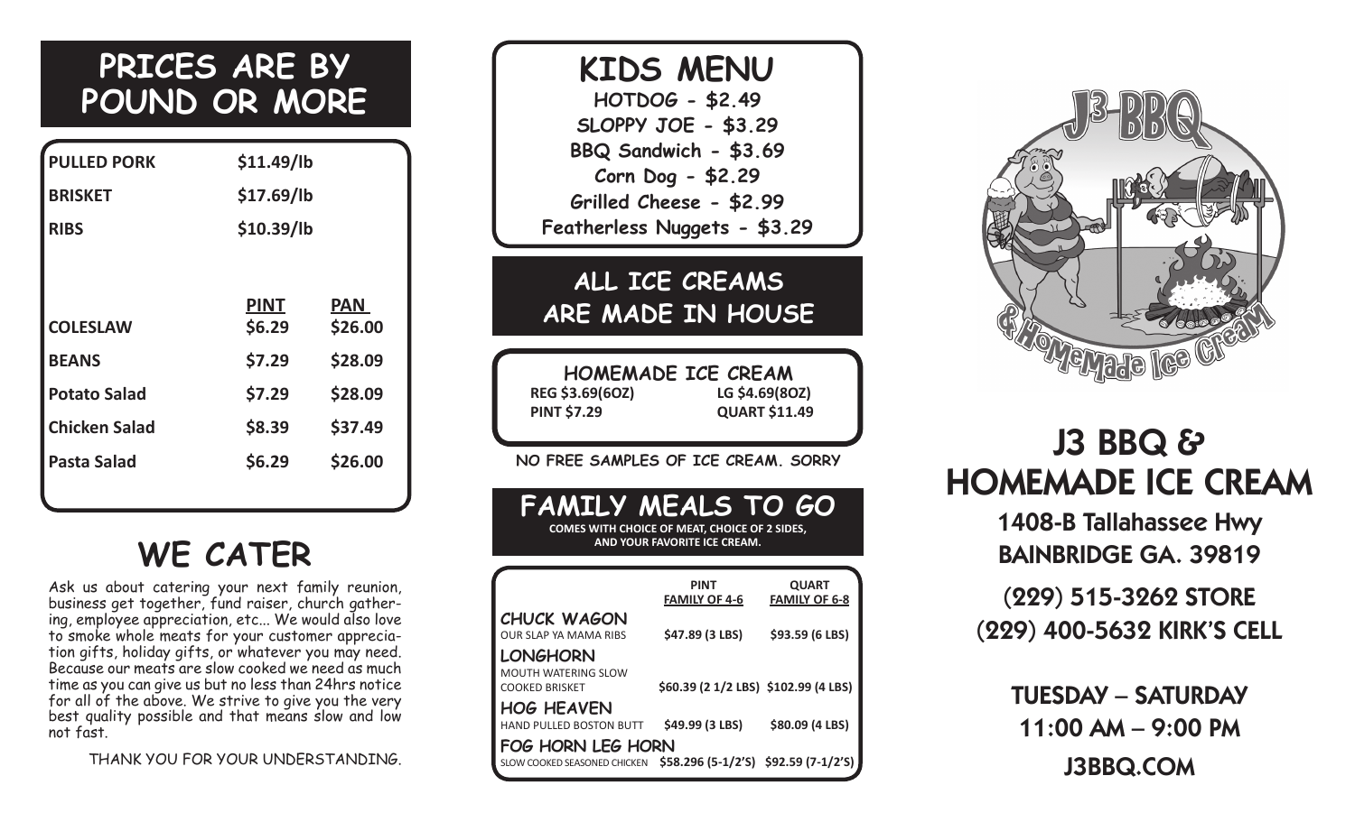## PRICES ARE BY POUND OR MORE

| PULLED PORK | $11.49/lb | |
|---|---|---|
| BRISKET | $17.69/lb | |
| RIBS | $10.39/lb | |

| | PINT | PAN |
|---|---|---|
| COLESLAW | $6.29 | $26.00 |
| BEANS | $7.29 | $28.09 |
| Potato Salad | $7.29 | $28.09 |
| Chicken Salad | $8.39 | $37.49 |
| Pasta Salad | $6.29 | $26.00 |

## WE CATER

Ask us about catering your next family reunion, business get together, fund raiser, church gathering, employee appreciation, etc... We would also love to smoke whole meats for your customer appreciation gifts, holiday gifts, or whatever you may need. Because our meats are slow cooked we need as much time as you can give us but no less than 24hrs notice for all of the above. We strive to give you the very best quality possible and that means slow and low not fast.

THANK YOU FOR YOUR UNDERSTANDING.

## KIDS MENU

HOTDOG - $2.49
SLOPPY JOE - $3.29
BBQ Sandwich - $3.69
Corn Dog - $2.29
Grilled Cheese - $2.99
Featherless Nuggets - $3.29

## ALL ICE CREAMS ARE MADE IN HOUSE

### HOMEMADE ICE CREAM

| REG $3.69(6OZ) | LG $4.69(8OZ) |
|---|---|
| PINT $7.29 | QUART $11.49 |

NO FREE SAMPLES OF ICE CREAM. SORRY

## FAMILY MEALS TO GO

COMES WITH CHOICE OF MEAT, CHOICE OF 2 SIDES, AND YOUR FAVORITE ICE CREAM.

| | PINT FAMILY OF 4-6 | QUART FAMILY OF 6-8 |
|---|---|---|
| **CHUCK WAGON** OUR SLAP YA MAMA RIBS | $47.89 (3 LBS) | $93.59 (6 LBS) |
| **LONGHORN** MOUTH WATERING SLOW COOKED BRISKET | $60.39 (2 1/2 LBS) | $102.99 (4 LBS) |
| **HOG HEAVEN** HAND PULLED BOSTON BUTT | $49.99 (3 LBS) | $80.09 (4 LBS) |
| **FOG HORN LEG HORN** SLOW COOKED SEASONED CHICKEN | $58.296 (5-1/2'S) | $92.59 (7-1/2'S) |

# J3 BBQ & HOMEMADE ICE CREAM

1408-B Tallahassee Hwy
BAINBRIDGE GA. 39819

(229) 515-3262 STORE
(229) 400-5632 KIRK'S CELL

TUESDAY – SATURDAY
11:00 AM – 9:00 PM

J3BBQ.COM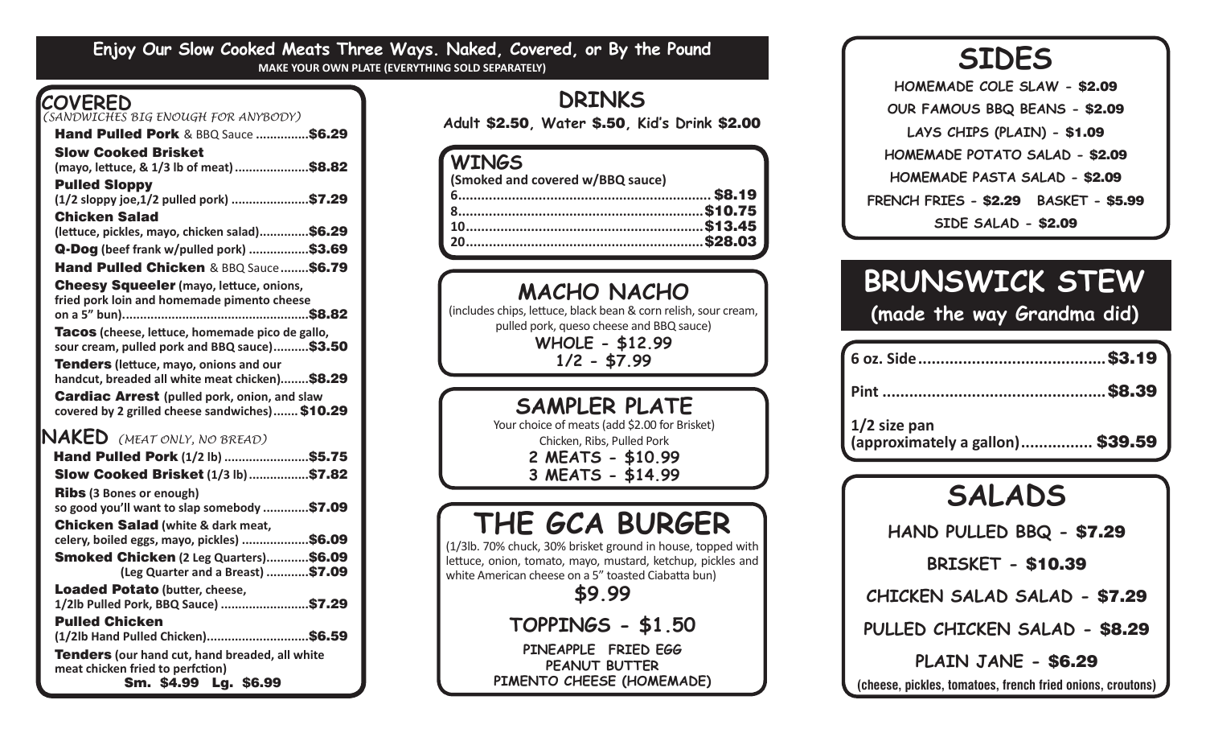**Enjoy Our Slow Cooked Meats Three Ways. Naked, Covered, or By the Pound**

MAKE YOUR OWN PLATE (EVERYTHING SOLD SEPARATELY)

## COVERED

*(SANDWICHES BIG ENOUGH FOR ANYBODY)*

- **Hand Pulled Pork** & BBQ Sauce ............... $6.29
- **Slow Cooked Brisket** (mayo, lettuce, & 1/3 lb of meat) ..................... $8.82
- **Pulled Sloppy** (1/2 sloppy joe,1/2 pulled pork) ...................... $7.29
- **Chicken Salad** (lettuce, pickles, mayo, chicken salad).............. $6.29
- **Q-Dog** (beef frank w/pulled pork) ................. $3.69
- **Hand Pulled Chicken** & BBQ Sauce ........ $6.79
- **Cheesy Squeeler** (mayo, lettuce, onions, fried pork loin and homemade pimento cheese on a 5" bun).................................................... $8.82
- **Tacos** (cheese, lettuce, homemade pico de gallo, sour cream, pulled pork and BBQ sauce).......... $3.50
- **Tenders** (lettuce, mayo, onions and our handcut, breaded all white meat chicken)........ $8.29
- **Cardiac Arrest** (pulled pork, onion, and slaw covered by 2 grilled cheese sandwiches)....... $10.29

## NAKED *(MEAT ONLY, NO BREAD)*

- **Hand Pulled Pork** (1/2 lb) ........................ $5.75
- **Slow Cooked Brisket** (1/3 lb)................. $7.82
- **Ribs** (3 Bones or enough) so good you'll want to slap somebody ............. $7.09
- **Chicken Salad** (white & dark meat, celery, boiled eggs, mayo, pickles) ................... $6.09
- **Smoked Chicken** (2 Leg Quarters)............ $6.09
  (Leg Quarter and a Breast) ............ $7.09
- **Loaded Potato** (butter, cheese, 1/2lb Pulled Pork, BBQ Sauce) ......................... $7.29
- **Pulled Chicken** (1/2lb Hand Pulled Chicken)............................. $6.59
- **Tenders** (our hand cut, hand breaded, all white meat chicken fried to perfction)
  Sm. $4.99 Lg. $6.99

## DRINKS

Adult $2.50, Water $.50, Kid's Drink $2.00

## WINGS

(Smoked and covered w/BBQ sauce)

- 6................................................................. $8.19
- 8............................................................... $10.75
- 10............................................................. $13.45
- 20............................................................. $28.03

## MACHO NACHO

(includes chips, lettuce, black bean & corn relish, sour cream, pulled pork, queso cheese and BBQ sauce)

WHOLE - $12.99

1/2 - $7.99

## SAMPLER PLATE

Your choice of meats (add $2.00 for Brisket)

Chicken, Ribs, Pulled Pork

2 MEATS - $10.99

3 MEATS - $14.99

## THE GCA BURGER

(1/3lb. 70% chuck, 30% brisket ground in house, topped with lettuce, onion, tomato, mayo, mustard, ketchup, pickles and white American cheese on a 5" toasted Ciabatta bun)

**$9.99**

**TOPPINGS - $1.50**

PINEAPPLE FRIED EGG

PEANUT BUTTER

PIMENTO CHEESE (HOMEMADE)

## SIDES

- HOMEMADE COLE SLAW - $2.09
- OUR FAMOUS BBQ BEANS - $2.09
- LAYS CHIPS (PLAIN) - $1.09
- HOMEMADE POTATO SALAD - $2.09
- HOMEMADE PASTA SALAD - $2.09
- FRENCH FRIES - $2.29 BASKET - $5.99
- SIDE SALAD - $2.09

## BRUNSWICK STEW

**(made the way Grandma did)**

- 6 oz. Side........................................... $3.19
- Pint ................................................. $8.39
- 1/2 size pan (approximately a gallon)................ $39.59

## SALADS

- HAND PULLED BBQ - $7.29
- BRISKET - $10.39
- CHICKEN SALAD SALAD - $7.29
- PULLED CHICKEN SALAD - $8.29
- PLAIN JANE - $6.29

(cheese, pickles, tomatoes, french fried onions, croutons)